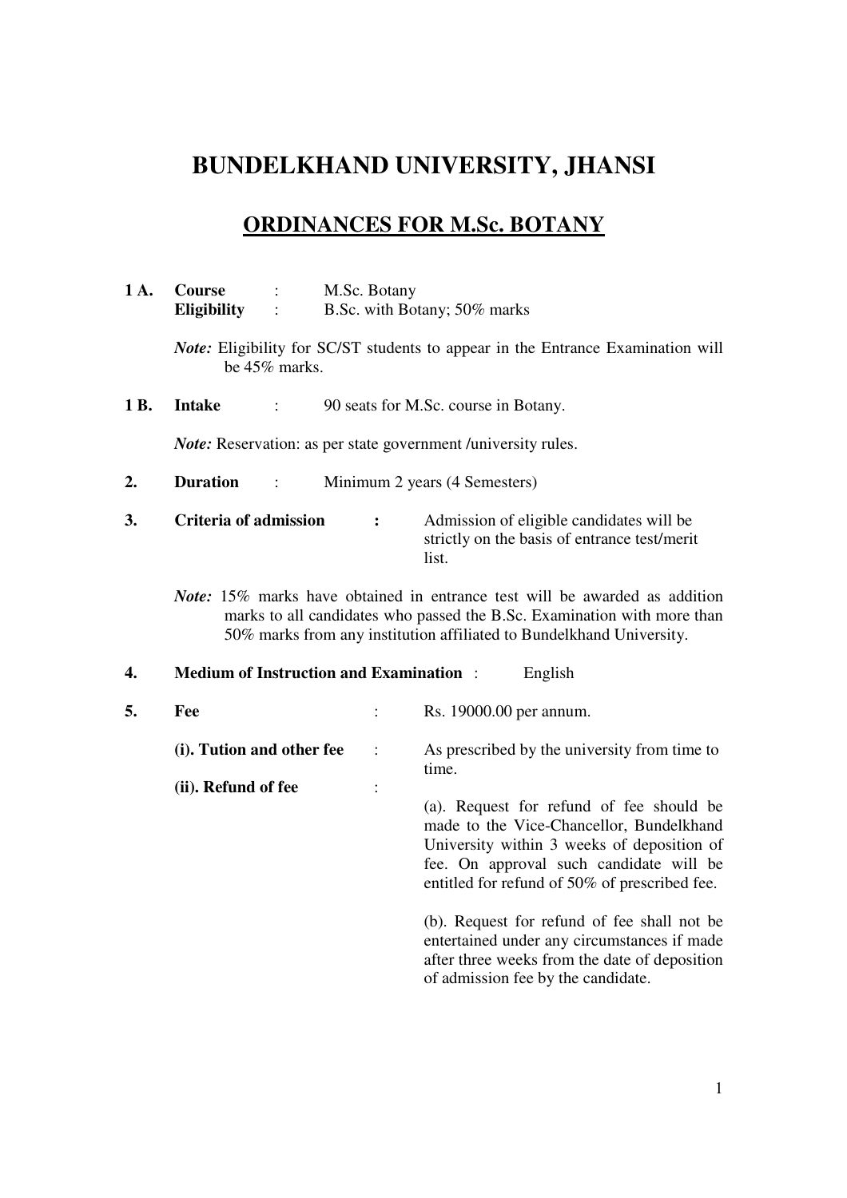# BUNDELKHAND UNIVERSITY, JHANSI

## ORDINANCES FOR M.Sc. BOTANY

**1 A.** **Course** : M.Sc. Botany
**Eligibility** : B.Sc. with Botany; 50% marks

*Note:* Eligibility for SC/ST students to appear in the Entrance Examination will be 45% marks.

**1 B.** **Intake** : 90 seats for M.Sc. course in Botany.

*Note:* Reservation: as per state government /university rules.

**2.** **Duration** : Minimum 2 years (4 Semesters)

**3.** **Criteria of admission** **:** Admission of eligible candidates will be strictly on the basis of entrance test/merit list.

*Note:* 15% marks have obtained in entrance test will be awarded as addition marks to all candidates who passed the B.Sc. Examination with more than 50% marks from any institution affiliated to Bundelkhand University.

**4.** **Medium of Instruction and Examination** : English

**5.** **Fee** : Rs. 19000.00 per annum.

**(i). Tution and other fee** : As prescribed by the university from time to time.

**(ii). Refund of fee** :

(a). Request for refund of fee should be made to the Vice-Chancellor, Bundelkhand University within 3 weeks of deposition of fee. On approval such candidate will be entitled for refund of 50% of prescribed fee.

(b). Request for refund of fee shall not be entertained under any circumstances if made after three weeks from the date of deposition of admission fee by the candidate.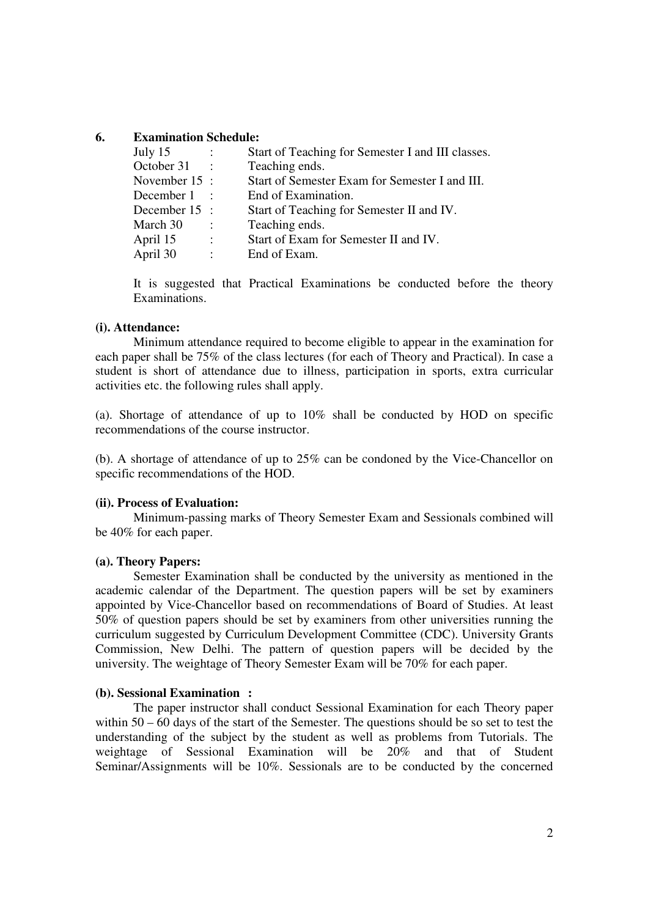## 6. Examination Schedule:

| | | |
|---|---|---|
| July 15 | : | Start of Teaching for Semester I and III classes. |
| October 31 | : | Teaching ends. |
| November 15 | : | Start of Semester Exam for Semester I and III. |
| December 1 | : | End of Examination. |
| December 15 | : | Start of Teaching for Semester II and IV. |
| March 30 | : | Teaching ends. |
| April 15 | : | Start of Exam for Semester II and IV. |
| April 30 | : | End of Exam. |

It is suggested that Practical Examinations be conducted before the theory Examinations.

### (i). Attendance:

Minimum attendance required to become eligible to appear in the examination for each paper shall be 75% of the class lectures (for each of Theory and Practical). In case a student is short of attendance due to illness, participation in sports, extra curricular activities etc. the following rules shall apply.

(a). Shortage of attendance of up to 10% shall be conducted by HOD on specific recommendations of the course instructor.

(b). A shortage of attendance of up to 25% can be condoned by the Vice-Chancellor on specific recommendations of the HOD.

### (ii). Process of Evaluation:

Minimum-passing marks of Theory Semester Exam and Sessionals combined will be 40% for each paper.

### (a). Theory Papers:

Semester Examination shall be conducted by the university as mentioned in the academic calendar of the Department. The question papers will be set by examiners appointed by Vice-Chancellor based on recommendations of Board of Studies. At least 50% of question papers should be set by examiners from other universities running the curriculum suggested by Curriculum Development Committee (CDC). University Grants Commission, New Delhi. The pattern of question papers will be decided by the university. The weightage of Theory Semester Exam will be 70% for each paper.

### (b). Sessional Examination :

The paper instructor shall conduct Sessional Examination for each Theory paper within 50 – 60 days of the start of the Semester. The questions should be so set to test the understanding of the subject by the student as well as problems from Tutorials. The weightage of Sessional Examination will be 20% and that of Student Seminar/Assignments will be 10%. Sessionals are to be conducted by the concerned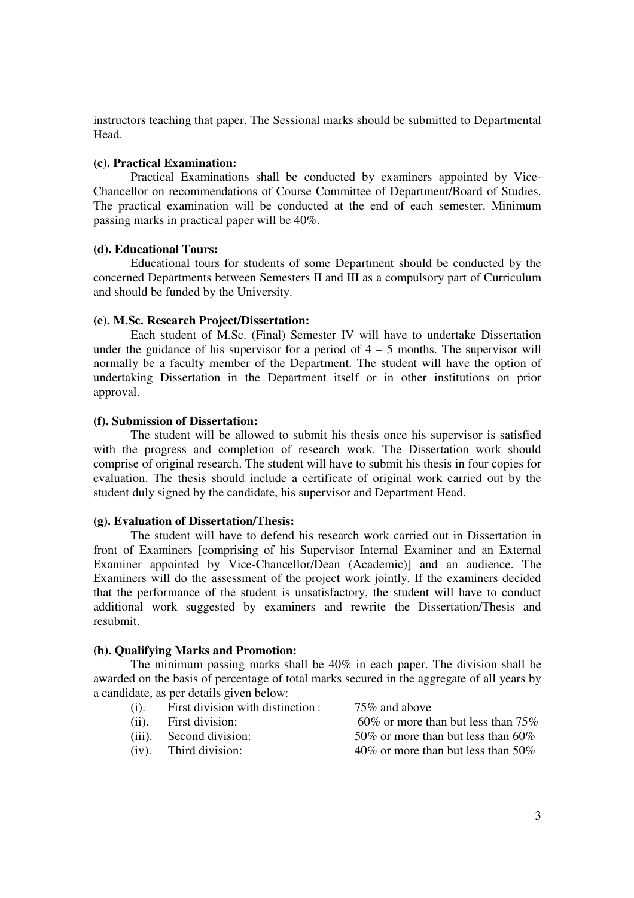instructors teaching that paper. The Sessional marks should be submitted to Departmental Head.

**(c). Practical Examination:**

Practical Examinations shall be conducted by examiners appointed by Vice-Chancellor on recommendations of Course Committee of Department/Board of Studies. The practical examination will be conducted at the end of each semester. Minimum passing marks in practical paper will be 40%.

**(d). Educational Tours:**

Educational tours for students of some Department should be conducted by the concerned Departments between Semesters II and III as a compulsory part of Curriculum and should be funded by the University.

**(e). M.Sc. Research Project/Dissertation:**

Each student of M.Sc. (Final) Semester IV will have to undertake Dissertation under the guidance of his supervisor for a period of 4 – 5 months. The supervisor will normally be a faculty member of the Department. The student will have the option of undertaking Dissertation in the Department itself or in other institutions on prior approval.

**(f). Submission of Dissertation:**

The student will be allowed to submit his thesis once his supervisor is satisfied with the progress and completion of research work. The Dissertation work should comprise of original research. The student will have to submit his thesis in four copies for evaluation. The thesis should include a certificate of original work carried out by the student duly signed by the candidate, his supervisor and Department Head.

**(g). Evaluation of Dissertation/Thesis:**

The student will have to defend his research work carried out in Dissertation in front of Examiners [comprising of his Supervisor Internal Examiner and an External Examiner appointed by Vice-Chancellor/Dean (Academic)] and an audience. The Examiners will do the assessment of the project work jointly. If the examiners decided that the performance of the student is unsatisfactory, the student will have to conduct additional work suggested by examiners and rewrite the Dissertation/Thesis and resubmit.

**(h). Qualifying Marks and Promotion:**

The minimum passing marks shall be 40% in each paper. The division shall be awarded on the basis of percentage of total marks secured in the aggregate of all years by a candidate, as per details given below:

(i). First division with distinction : 75% and above

(ii). First division: 60% or more than but less than 75%

(iii). Second division: 50% or more than but less than 60%

(iv). Third division: 40% or more than but less than 50%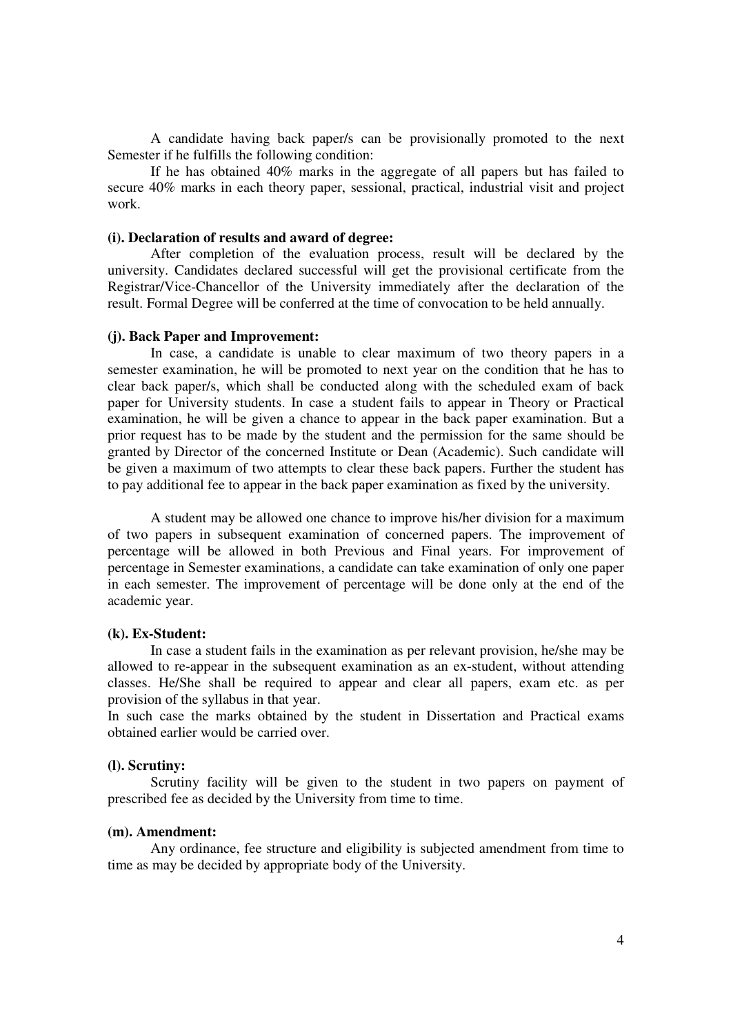A candidate having back paper/s can be provisionally promoted to the next Semester if he fulfills the following condition:

If he has obtained 40% marks in the aggregate of all papers but has failed to secure 40% marks in each theory paper, sessional, practical, industrial visit and project work.

**(i). Declaration of results and award of degree:**

After completion of the evaluation process, result will be declared by the university. Candidates declared successful will get the provisional certificate from the Registrar/Vice-Chancellor of the University immediately after the declaration of the result. Formal Degree will be conferred at the time of convocation to be held annually.

**(j). Back Paper and Improvement:**

In case, a candidate is unable to clear maximum of two theory papers in a semester examination, he will be promoted to next year on the condition that he has to clear back paper/s, which shall be conducted along with the scheduled exam of back paper for University students. In case a student fails to appear in Theory or Practical examination, he will be given a chance to appear in the back paper examination. But a prior request has to be made by the student and the permission for the same should be granted by Director of the concerned Institute or Dean (Academic). Such candidate will be given a maximum of two attempts to clear these back papers. Further the student has to pay additional fee to appear in the back paper examination as fixed by the university.

A student may be allowed one chance to improve his/her division for a maximum of two papers in subsequent examination of concerned papers. The improvement of percentage will be allowed in both Previous and Final years. For improvement of percentage in Semester examinations, a candidate can take examination of only one paper in each semester. The improvement of percentage will be done only at the end of the academic year.

**(k). Ex-Student:**

In case a student fails in the examination as per relevant provision, he/she may be allowed to re-appear in the subsequent examination as an ex-student, without attending classes. He/She shall be required to appear and clear all papers, exam etc. as per provision of the syllabus in that year.

In such case the marks obtained by the student in Dissertation and Practical exams obtained earlier would be carried over.

**(l). Scrutiny:**

Scrutiny facility will be given to the student in two papers on payment of prescribed fee as decided by the University from time to time.

**(m). Amendment:**

Any ordinance, fee structure and eligibility is subjected amendment from time to time as may be decided by appropriate body of the University.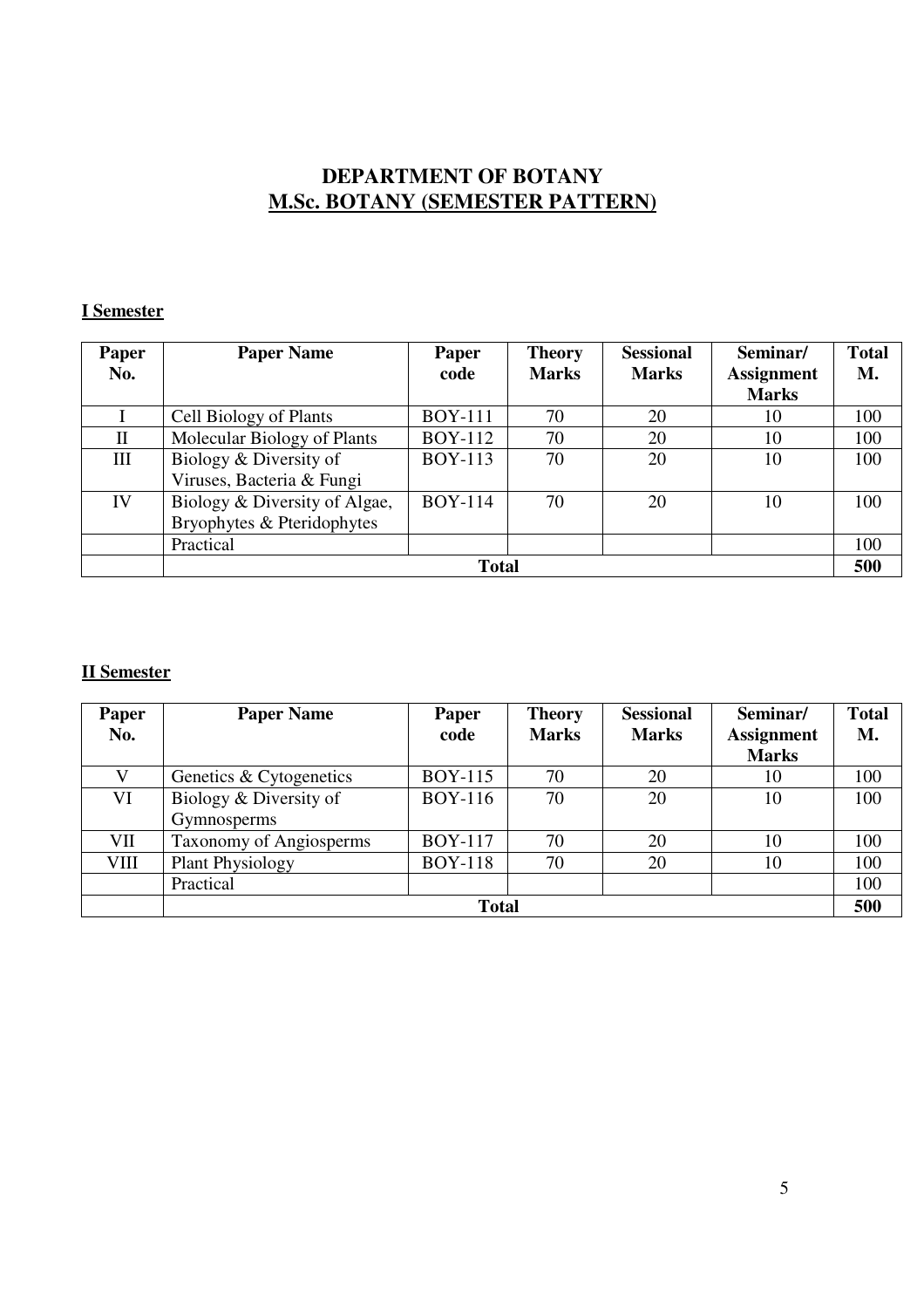# DEPARTMENT OF BOTANY
## M.Sc. BOTANY (SEMESTER PATTERN)

### I Semester

| Paper No. | Paper Name | Paper code | Theory Marks | Sessional Marks | Seminar/ Assignment Marks | Total M. |
|---|---|---|---|---|---|---|
| I | Cell Biology of Plants | BOY-111 | 70 | 20 | 10 | 100 |
| II | Molecular Biology of Plants | BOY-112 | 70 | 20 | 10 | 100 |
| III | Biology & Diversity of Viruses, Bacteria & Fungi | BOY-113 | 70 | 20 | 10 | 100 |
| IV | Biology & Diversity of Algae, Bryophytes & Pteridophytes | BOY-114 | 70 | 20 | 10 | 100 |
| | Practical | | | | | 100 |
| | **Total** | | | | | **500** |

### II Semester

| Paper No. | Paper Name | Paper code | Theory Marks | Sessional Marks | Seminar/ Assignment Marks | Total M. |
|---|---|---|---|---|---|---|
| V | Genetics & Cytogenetics | BOY-115 | 70 | 20 | 10 | 100 |
| VI | Biology & Diversity of Gymnosperms | BOY-116 | 70 | 20 | 10 | 100 |
| VII | Taxonomy of Angiosperms | BOY-117 | 70 | 20 | 10 | 100 |
| VIII | Plant Physiology | BOY-118 | 70 | 20 | 10 | 100 |
| | Practical | | | | | 100 |
| | **Total** | | | | | **500** |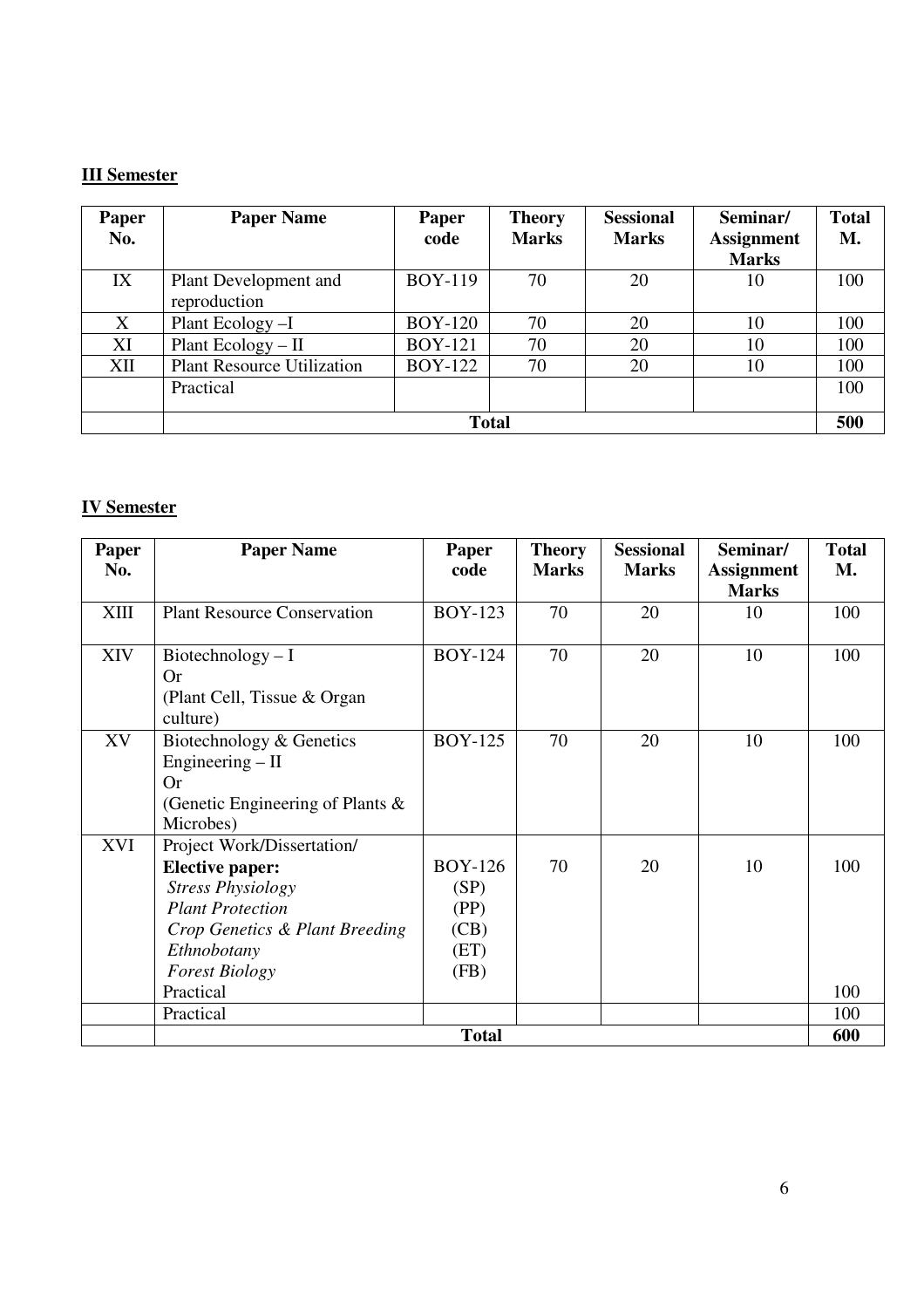**III Semester**

| Paper No. | Paper Name | Paper code | Theory Marks | Sessional Marks | Seminar/ Assignment Marks | Total M. |
|---|---|---|---|---|---|---|
| IX | Plant Development and reproduction | BOY-119 | 70 | 20 | 10 | 100 |
| X | Plant Ecology –I | BOY-120 | 70 | 20 | 10 | 100 |
| XI | Plant Ecology – II | BOY-121 | 70 | 20 | 10 | 100 |
| XII | Plant Resource Utilization | BOY-122 | 70 | 20 | 10 | 100 |
| | Practical | | | | | 100 |
| | **Total** | | | | | **500** |

**IV Semester**

| Paper No. | Paper Name | Paper code | Theory Marks | Sessional Marks | Seminar/ Assignment Marks | Total M. |
|---|---|---|---|---|---|---|
| XIII | Plant Resource Conservation | BOY-123 | 70 | 20 | 10 | 100 |
| XIV | Biotechnology – I<br>Or<br>(Plant Cell, Tissue & Organ culture) | BOY-124 | 70 | 20 | 10 | 100 |
| XV | Biotechnology & Genetics Engineering – II<br>Or<br>(Genetic Engineering of Plants & Microbes) | BOY-125 | 70 | 20 | 10 | 100 |
| XVI | Project Work/Dissertation/<br>**Elective paper:**<br>*Stress Physiology*<br>*Plant Protection*<br>*Crop Genetics & Plant Breeding*<br>*Ethnobotany*<br>*Forest Biology*<br>Practical | BOY-126<br>(SP)<br>(PP)<br>(CB)<br>(ET)<br>(FB) | 70 | 20 | 10 | 100<br><br><br><br><br><br><br>100 |
| | Practical | | | | | 100 |
| | **Total** | | | | | **600** |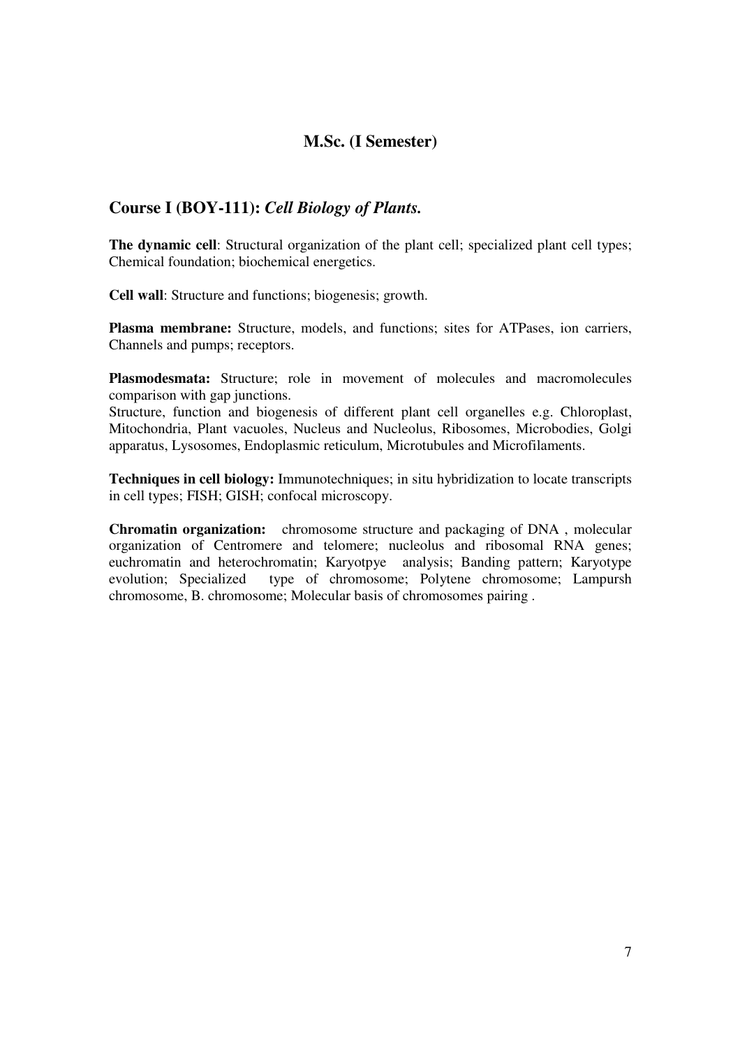## M.Sc. (I Semester)

### Course I (BOY-111): *Cell Biology of Plants.*

**The dynamic cell**: Structural organization of the plant cell; specialized plant cell types; Chemical foundation; biochemical energetics.

**Cell wall**: Structure and functions; biogenesis; growth.

**Plasma membrane:** Structure, models, and functions; sites for ATPases, ion carriers, Channels and pumps; receptors.

**Plasmodesmata:** Structure; role in movement of molecules and macromolecules comparison with gap junctions.
Structure, function and biogenesis of different plant cell organelles e.g. Chloroplast, Mitochondria, Plant vacuoles, Nucleus and Nucleolus, Ribosomes, Microbodies, Golgi apparatus, Lysosomes, Endoplasmic reticulum, Microtubules and Microfilaments.

**Techniques in cell biology:** Immunotechniques; in situ hybridization to locate transcripts in cell types; FISH; GISH; confocal microscopy.

**Chromatin organization:** chromosome structure and packaging of DNA , molecular organization of Centromere and telomere; nucleolus and ribosomal RNA genes; euchromatin and heterochromatin; Karyotpye analysis; Banding pattern; Karyotype evolution; Specialized type of chromosome; Polytene chromosome; Lampursh chromosome, B. chromosome; Molecular basis of chromosomes pairing .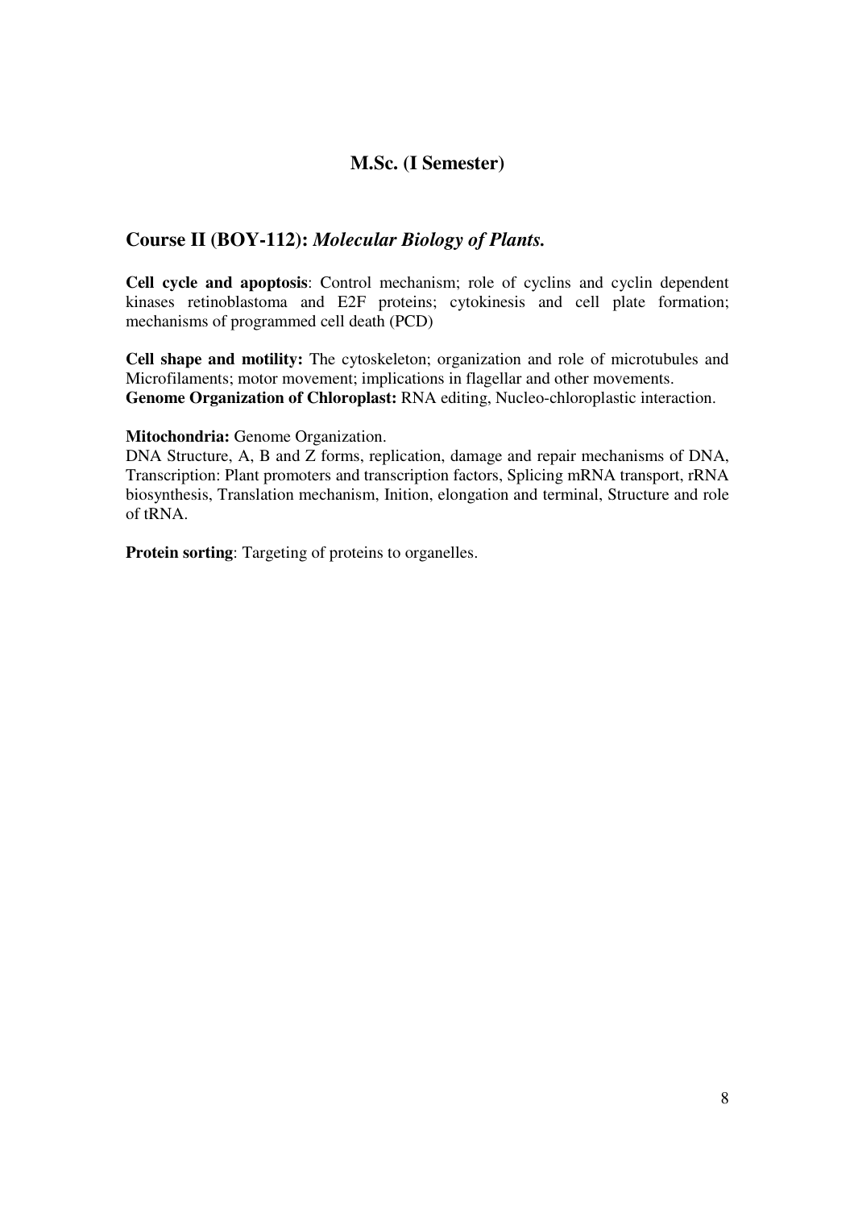## M.Sc. (I Semester)

### Course II (BOY-112): *Molecular Biology of Plants.*

**Cell cycle and apoptosis**: Control mechanism; role of cyclins and cyclin dependent kinases retinoblastoma and E2F proteins; cytokinesis and cell plate formation; mechanisms of programmed cell death (PCD)

**Cell shape and motility:** The cytoskeleton; organization and role of microtubules and Microfilaments; motor movement; implications in flagellar and other movements.
**Genome Organization of Chloroplast:** RNA editing, Nucleo-chloroplastic interaction.

**Mitochondria:** Genome Organization.
DNA Structure, A, B and Z forms, replication, damage and repair mechanisms of DNA, Transcription: Plant promoters and transcription factors, Splicing mRNA transport, rRNA biosynthesis, Translation mechanism, Inition, elongation and terminal, Structure and role of tRNA.

**Protein sorting**: Targeting of proteins to organelles.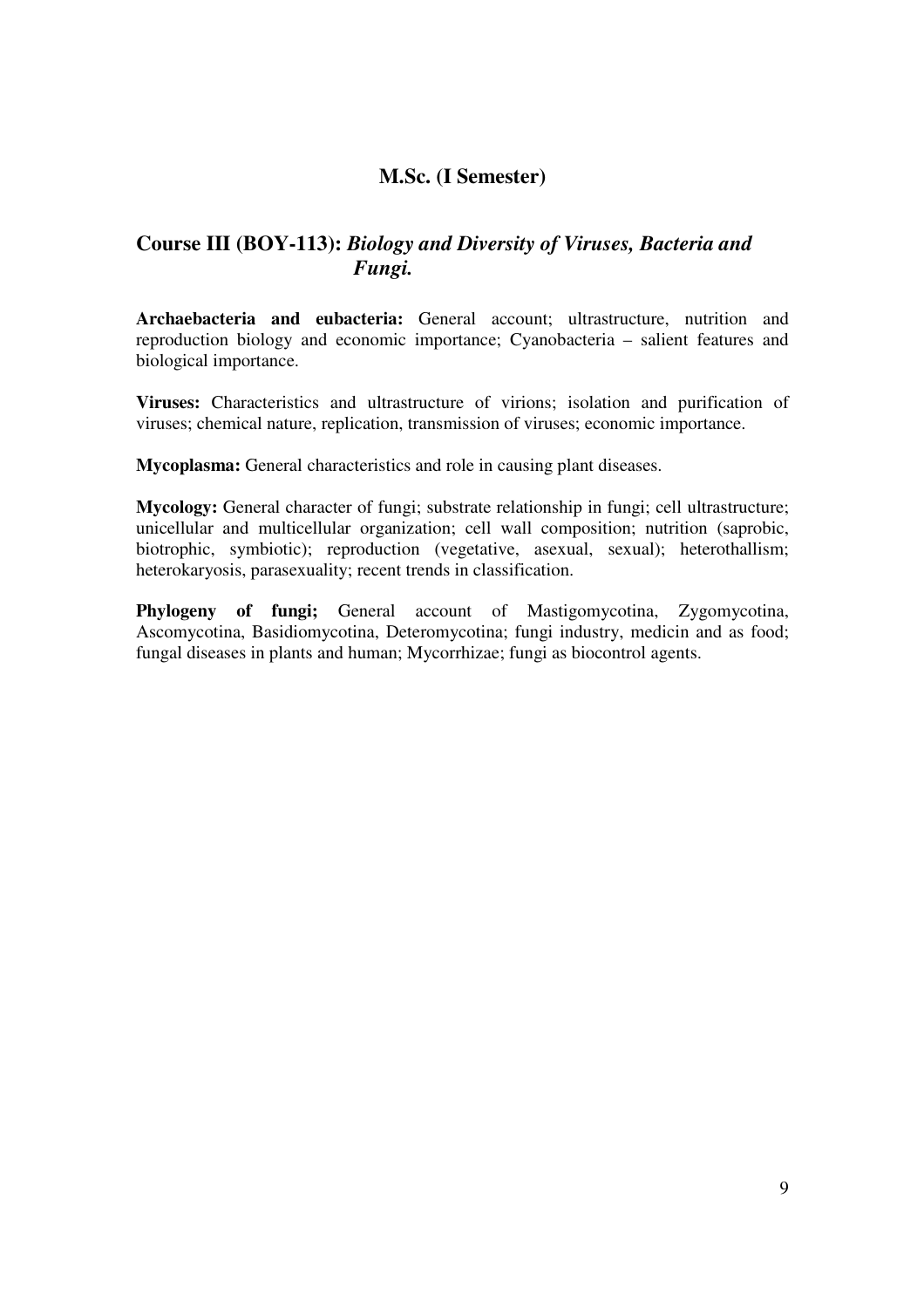## M.Sc. (I Semester)

### Course III (BOY-113): *Biology and Diversity of Viruses, Bacteria and Fungi.*

**Archaebacteria and eubacteria:** General account; ultrastructure, nutrition and reproduction biology and economic importance; Cyanobacteria – salient features and biological importance.

**Viruses:** Characteristics and ultrastructure of virions; isolation and purification of viruses; chemical nature, replication, transmission of viruses; economic importance.

**Mycoplasma:** General characteristics and role in causing plant diseases.

**Mycology:** General character of fungi; substrate relationship in fungi; cell ultrastructure; unicellular and multicellular organization; cell wall composition; nutrition (saprobic, biotrophic, symbiotic); reproduction (vegetative, asexual, sexual); heterothallism; heterokaryosis, parasexuality; recent trends in classification.

**Phylogeny of fungi;** General account of Mastigomycotina, Zygomycotina, Ascomycotina, Basidiomycotina, Deteromycotina; fungi industry, medicin and as food; fungal diseases in plants and human; Mycorrhizae; fungi as biocontrol agents.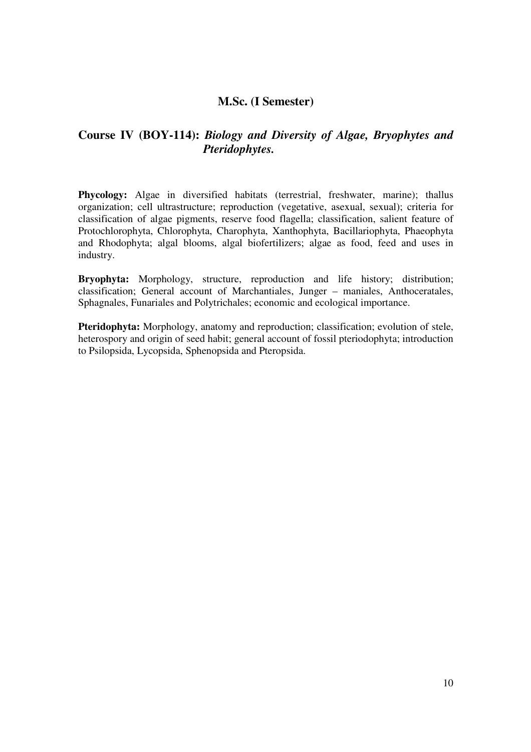## M.Sc. (I Semester)

## Course IV (BOY-114): *Biology and Diversity of Algae, Bryophytes and Pteridophytes.*

**Phycology:** Algae in diversified habitats (terrestrial, freshwater, marine); thallus organization; cell ultrastructure; reproduction (vegetative, asexual, sexual); criteria for classification of algae pigments, reserve food flagella; classification, salient feature of Protochlorophyta, Chlorophyta, Charophyta, Xanthophyta, Bacillariophyta, Phaeophyta and Rhodophyta; algal blooms, algal biofertilizers; algae as food, feed and uses in industry.

**Bryophyta:** Morphology, structure, reproduction and life history; distribution; classification; General account of Marchantiales, Junger – maniales, Anthoceratales, Sphagnales, Funariales and Polytrichales; economic and ecological importance.

**Pteridophyta:** Morphology, anatomy and reproduction; classification; evolution of stele, heterospory and origin of seed habit; general account of fossil pteriodophyta; introduction to Psilopsida, Lycopsida, Sphenopsida and Pteropsida.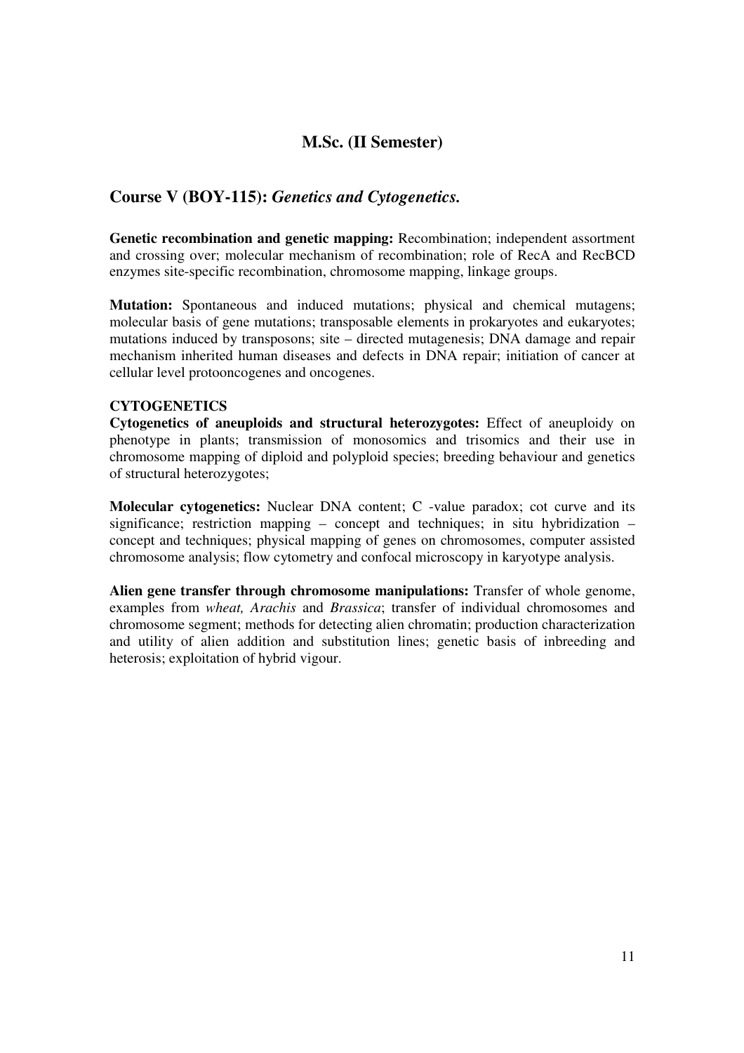## M.Sc. (II Semester)

## Course V (BOY-115): *Genetics and Cytogenetics.*

**Genetic recombination and genetic mapping:** Recombination; independent assortment and crossing over; molecular mechanism of recombination; role of RecA and RecBCD enzymes site-specific recombination, chromosome mapping, linkage groups.

**Mutation:** Spontaneous and induced mutations; physical and chemical mutagens; molecular basis of gene mutations; transposable elements in prokaryotes and eukaryotes; mutations induced by transposons; site – directed mutagenesis; DNA damage and repair mechanism inherited human diseases and defects in DNA repair; initiation of cancer at cellular level protooncogenes and oncogenes.

**CYTOGENETICS**

**Cytogenetics of aneuploids and structural heterozygotes:** Effect of aneuploidy on phenotype in plants; transmission of monosomics and trisomics and their use in chromosome mapping of diploid and polyploid species; breeding behaviour and genetics of structural heterozygotes;

**Molecular cytogenetics:** Nuclear DNA content; C -value paradox; cot curve and its significance; restriction mapping – concept and techniques; in situ hybridization – concept and techniques; physical mapping of genes on chromosomes, computer assisted chromosome analysis; flow cytometry and confocal microscopy in karyotype analysis.

**Alien gene transfer through chromosome manipulations:** Transfer of whole genome, examples from *wheat, Arachis* and *Brassica*; transfer of individual chromosomes and chromosome segment; methods for detecting alien chromatin; production characterization and utility of alien addition and substitution lines; genetic basis of inbreeding and heterosis; exploitation of hybrid vigour.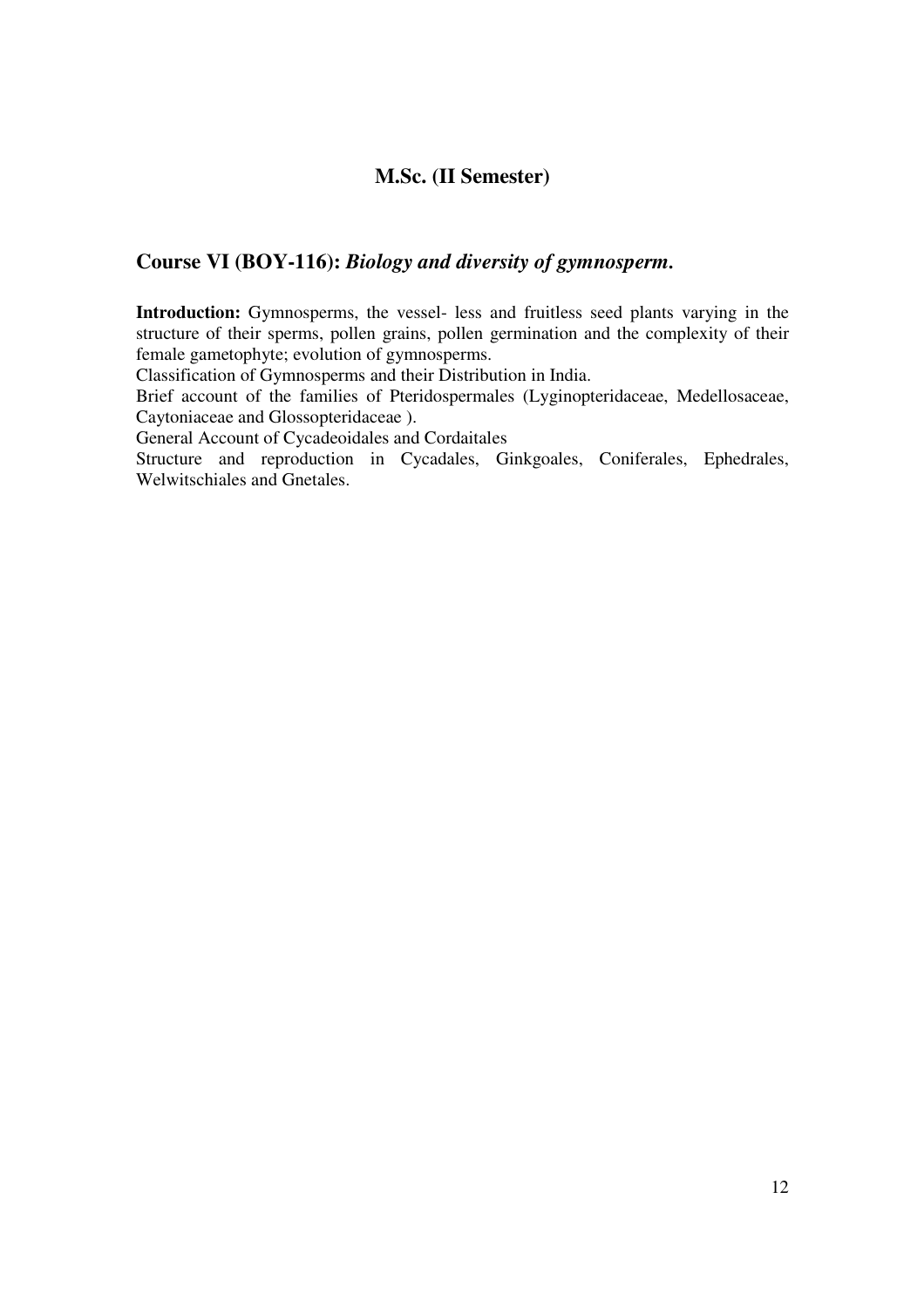## M.Sc. (II Semester)

### Course VI (BOY-116): *Biology and diversity of gymnosperm.*

**Introduction:** Gymnosperms, the vessel- less and fruitless seed plants varying in the structure of their sperms, pollen grains, pollen germination and the complexity of their female gametophyte; evolution of gymnosperms.

Classification of Gymnosperms and their Distribution in India.

Brief account of the families of Pteridospermales (Lyginopteridaceae, Medellosaceae, Caytoniaceae and Glossopteridaceae ).

General Account of Cycadeoidales and Cordaitales

Structure and reproduction in Cycadales, Ginkgoales, Coniferales, Ephedrales, Welwitschiales and Gnetales.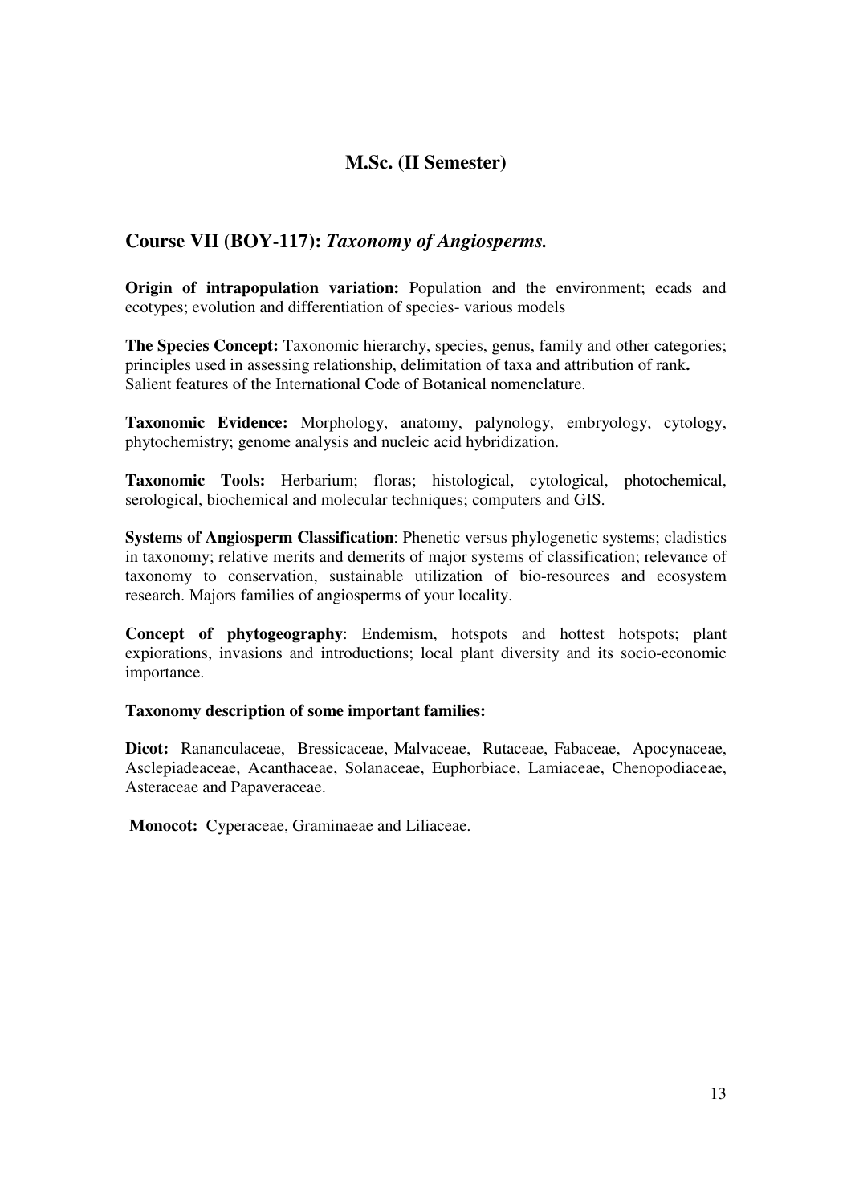## M.Sc. (II Semester)

### Course VII (BOY-117): *Taxonomy of Angiosperms.*

**Origin of intrapopulation variation:** Population and the environment; ecads and ecotypes; evolution and differentiation of species- various models

**The Species Concept:** Taxonomic hierarchy, species, genus, family and other categories; principles used in assessing relationship, delimitation of taxa and attribution of rank**.** Salient features of the International Code of Botanical nomenclature.

**Taxonomic Evidence:** Morphology, anatomy, palynology, embryology, cytology, phytochemistry; genome analysis and nucleic acid hybridization.

**Taxonomic Tools:** Herbarium; floras; histological, cytological, photochemical, serological, biochemical and molecular techniques; computers and GIS.

**Systems of Angiosperm Classification**: Phenetic versus phylogenetic systems; cladistics in taxonomy; relative merits and demerits of major systems of classification; relevance of taxonomy to conservation, sustainable utilization of bio-resources and ecosystem research. Majors families of angiosperms of your locality.

**Concept of phytogeography**: Endemism, hotspots and hottest hotspots; plant expiorations, invasions and introductions; local plant diversity and its socio-economic importance.

**Taxonomy description of some important families:**

**Dicot:** Rananculaceae, Bressicaceae, Malvaceae, Rutaceae, Fabaceae, Apocynaceae, Asclepiadeaceae, Acanthaceae, Solanaceae, Euphorbiace, Lamiaceae, Chenopodiaceae, Asteraceae and Papaveraceae.

**Monocot:** Cyperaceae, Graminaeae and Liliaceae.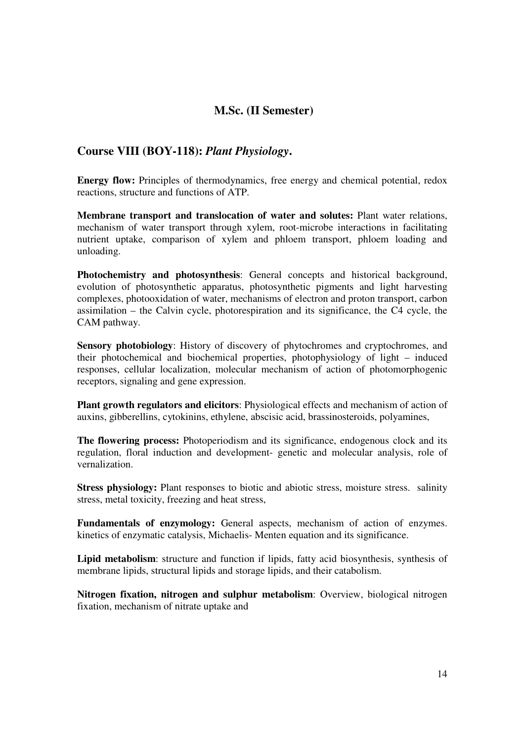## M.Sc. (II Semester)

## Course VIII (BOY-118): *Plant Physiology***.**

**Energy flow:** Principles of thermodynamics, free energy and chemical potential, redox reactions, structure and functions of ATP.

**Membrane transport and translocation of water and solutes:** Plant water relations, mechanism of water transport through xylem, root-microbe interactions in facilitating nutrient uptake, comparison of xylem and phloem transport, phloem loading and unloading.

**Photochemistry and photosynthesis**: General concepts and historical background, evolution of photosynthetic apparatus, photosynthetic pigments and light harvesting complexes, photooxidation of water, mechanisms of electron and proton transport, carbon assimilation – the Calvin cycle, photorespiration and its significance, the C4 cycle, the CAM pathway.

**Sensory photobiology**: History of discovery of phytochromes and cryptochromes, and their photochemical and biochemical properties, photophysiology of light – induced responses, cellular localization, molecular mechanism of action of photomorphogenic receptors, signaling and gene expression.

**Plant growth regulators and elicitors**: Physiological effects and mechanism of action of auxins, gibberellins, cytokinins, ethylene, abscisic acid, brassinosteroids, polyamines,

**The flowering process:** Photoperiodism and its significance, endogenous clock and its regulation, floral induction and development- genetic and molecular analysis, role of vernalization.

**Stress physiology:** Plant responses to biotic and abiotic stress, moisture stress. salinity stress, metal toxicity, freezing and heat stress,

**Fundamentals of enzymology:** General aspects, mechanism of action of enzymes. kinetics of enzymatic catalysis, Michaelis- Menten equation and its significance.

**Lipid metabolism**: structure and function if lipids, fatty acid biosynthesis, synthesis of membrane lipids, structural lipids and storage lipids, and their catabolism.

**Nitrogen fixation, nitrogen and sulphur metabolism**: Overview, biological nitrogen fixation, mechanism of nitrate uptake and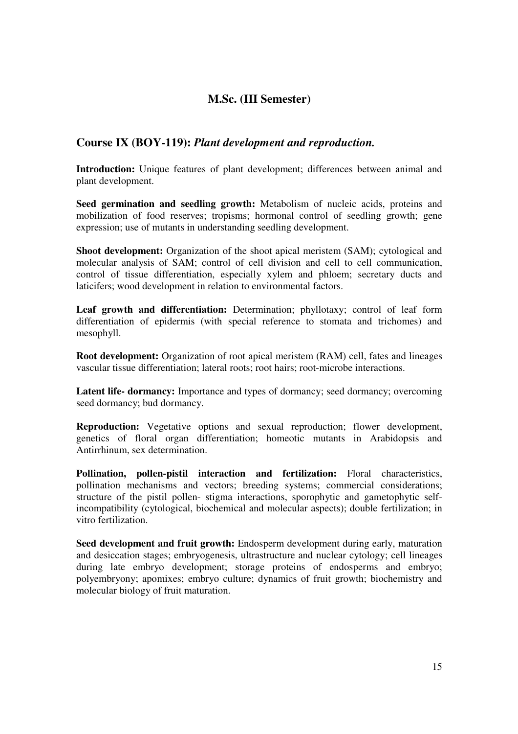## M.Sc. (III Semester)

### Course IX (BOY-119): *Plant development and reproduction.*

**Introduction:** Unique features of plant development; differences between animal and plant development.

**Seed germination and seedling growth:** Metabolism of nucleic acids, proteins and mobilization of food reserves; tropisms; hormonal control of seedling growth; gene expression; use of mutants in understanding seedling development.

**Shoot development:** Organization of the shoot apical meristem (SAM); cytological and molecular analysis of SAM; control of cell division and cell to cell communication, control of tissue differentiation, especially xylem and phloem; secretary ducts and laticifers; wood development in relation to environmental factors.

**Leaf growth and differentiation:** Determination; phyllotaxy; control of leaf form differentiation of epidermis (with special reference to stomata and trichomes) and mesophyll.

**Root development:** Organization of root apical meristem (RAM) cell, fates and lineages vascular tissue differentiation; lateral roots; root hairs; root-microbe interactions.

**Latent life- dormancy:** Importance and types of dormancy; seed dormancy; overcoming seed dormancy; bud dormancy.

**Reproduction:** Vegetative options and sexual reproduction; flower development, genetics of floral organ differentiation; homeotic mutants in Arabidopsis and Antirrhinum, sex determination.

**Pollination, pollen-pistil interaction and fertilization:** Floral characteristics, pollination mechanisms and vectors; breeding systems; commercial considerations; structure of the pistil pollen- stigma interactions, sporophytic and gametophytic self-incompatibility (cytological, biochemical and molecular aspects); double fertilization; in vitro fertilization.

**Seed development and fruit growth:** Endosperm development during early, maturation and desiccation stages; embryogenesis, ultrastructure and nuclear cytology; cell lineages during late embryo development; storage proteins of endosperms and embryo; polyembryony; apomixes; embryo culture; dynamics of fruit growth; biochemistry and molecular biology of fruit maturation.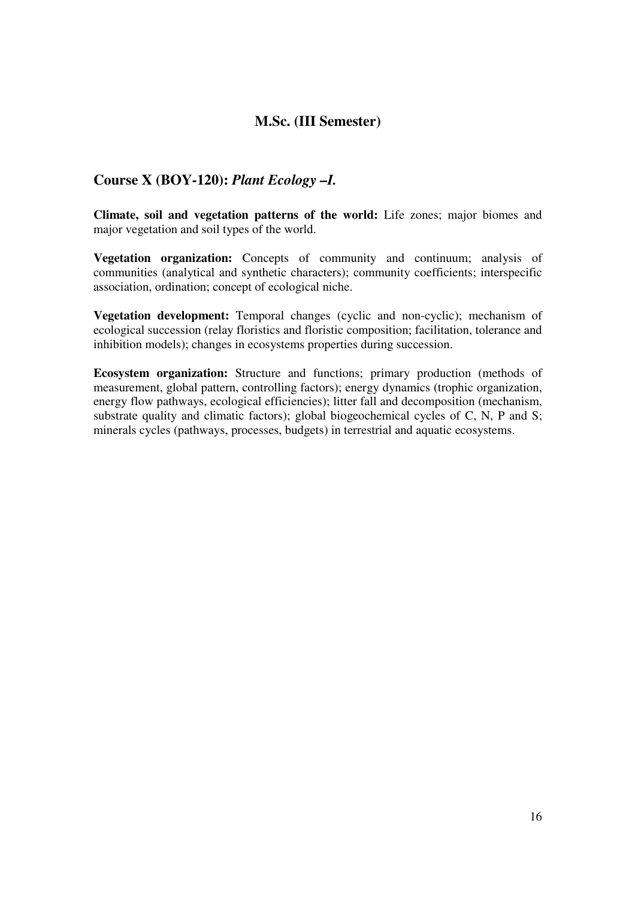## M.Sc. (III Semester)

### Course X (BOY-120): *Plant Ecology –I.*

**Climate, soil and vegetation patterns of the world:** Life zones; major biomes and major vegetation and soil types of the world.

**Vegetation organization:** Concepts of community and continuum; analysis of communities (analytical and synthetic characters); community coefficients; interspecific association, ordination; concept of ecological niche.

**Vegetation development:** Temporal changes (cyclic and non-cyclic); mechanism of ecological succession (relay floristics and floristic composition; facilitation, tolerance and inhibition models); changes in ecosystems properties during succession.

**Ecosystem organization:** Structure and functions; primary production (methods of measurement, global pattern, controlling factors); energy dynamics (trophic organization, energy flow pathways, ecological efficiencies); litter fall and decomposition (mechanism, substrate quality and climatic factors); global biogeochemical cycles of C, N, P and S; minerals cycles (pathways, processes, budgets) in terrestrial and aquatic ecosystems.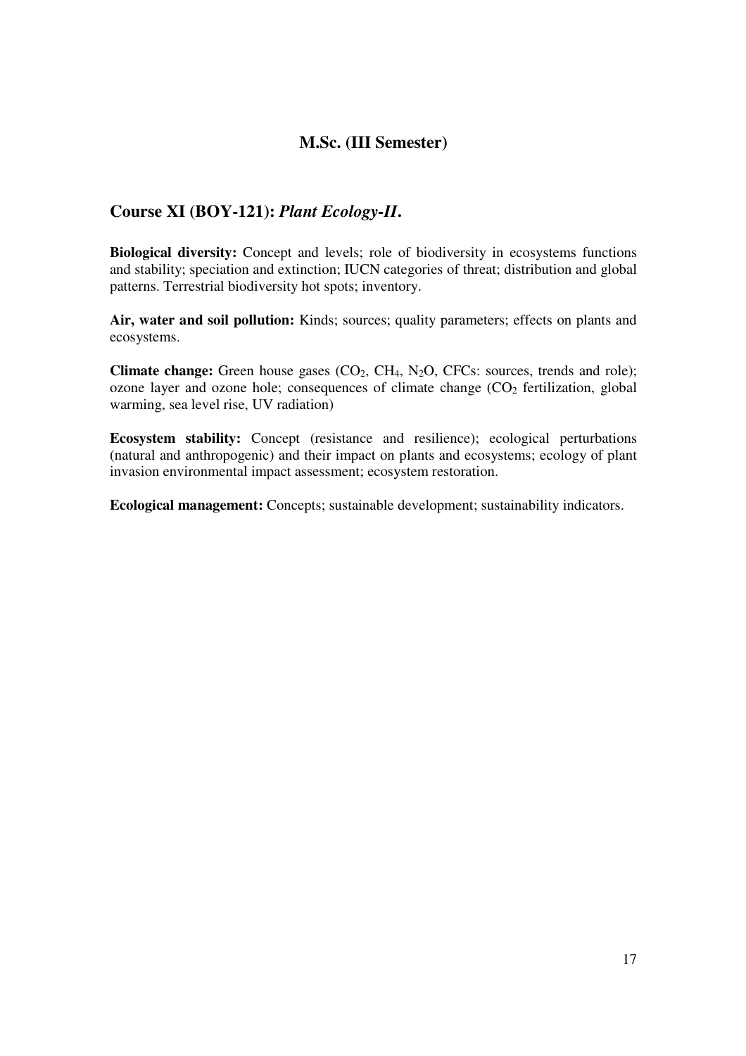## M.Sc. (III Semester)

### Course XI (BOY-121): *Plant Ecology-II*.

**Biological diversity:** Concept and levels; role of biodiversity in ecosystems functions and stability; speciation and extinction; IUCN categories of threat; distribution and global patterns. Terrestrial biodiversity hot spots; inventory.

**Air, water and soil pollution:** Kinds; sources; quality parameters; effects on plants and ecosystems.

**Climate change:** Green house gases ($CO_2$, $CH_4$, $N_2O$, CFCs: sources, trends and role); ozone layer and ozone hole; consequences of climate change ($CO_2$ fertilization, global warming, sea level rise, UV radiation)

**Ecosystem stability:** Concept (resistance and resilience); ecological perturbations (natural and anthropogenic) and their impact on plants and ecosystems; ecology of plant invasion environmental impact assessment; ecosystem restoration.

**Ecological management:** Concepts; sustainable development; sustainability indicators.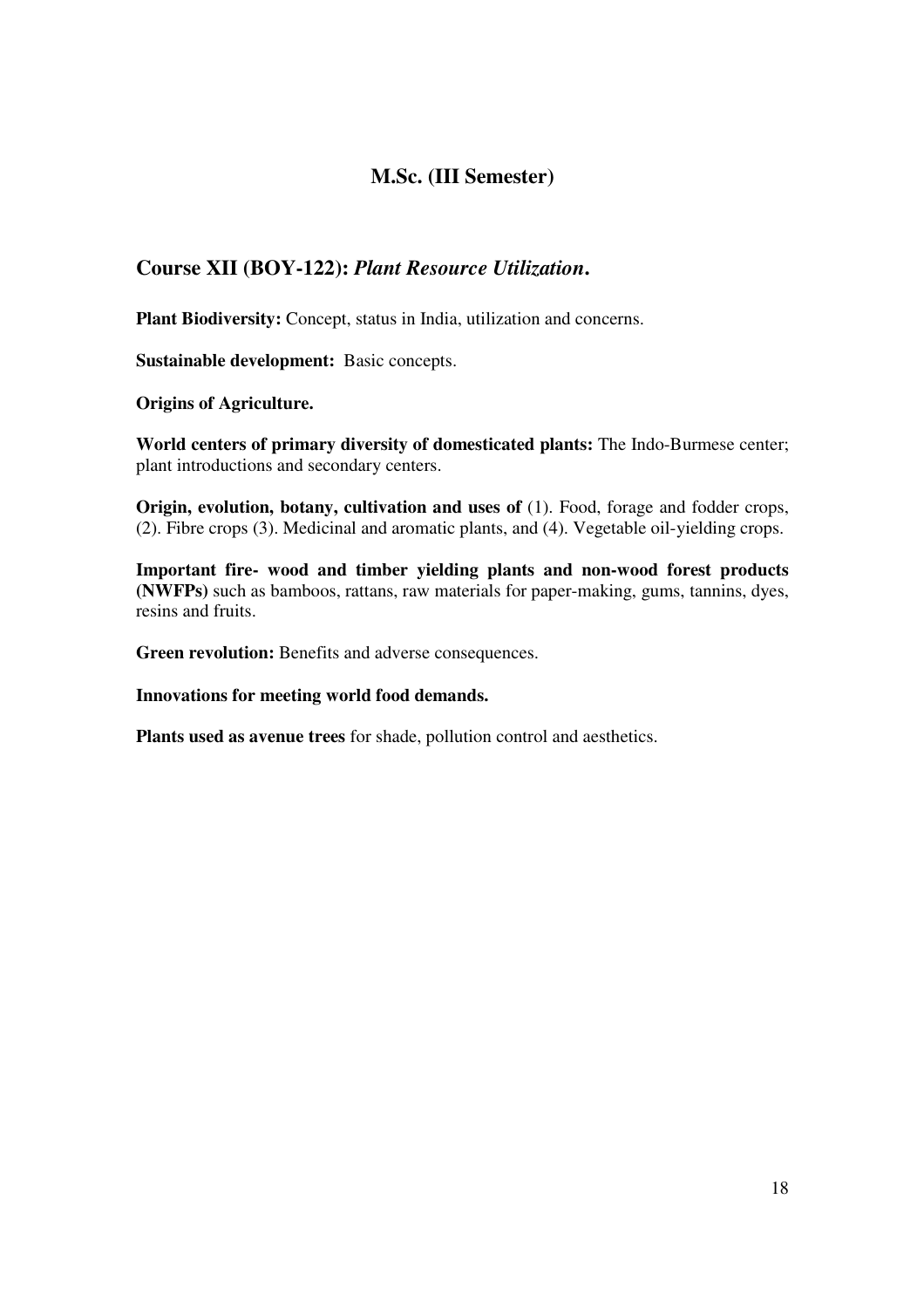## M.Sc. (III Semester)

### Course XII (BOY-122): *Plant Resource Utilization*.

**Plant Biodiversity:** Concept, status in India, utilization and concerns.

**Sustainable development:** Basic concepts.

**Origins of Agriculture.**

**World centers of primary diversity of domesticated plants:** The Indo-Burmese center; plant introductions and secondary centers.

**Origin, evolution, botany, cultivation and uses of** (1). Food, forage and fodder crops, (2). Fibre crops (3). Medicinal and aromatic plants, and (4). Vegetable oil-yielding crops.

**Important fire- wood and timber yielding plants and non-wood forest products (NWFPs)** such as bamboos, rattans, raw materials for paper-making, gums, tannins, dyes, resins and fruits.

**Green revolution:** Benefits and adverse consequences.

**Innovations for meeting world food demands.**

**Plants used as avenue trees** for shade, pollution control and aesthetics.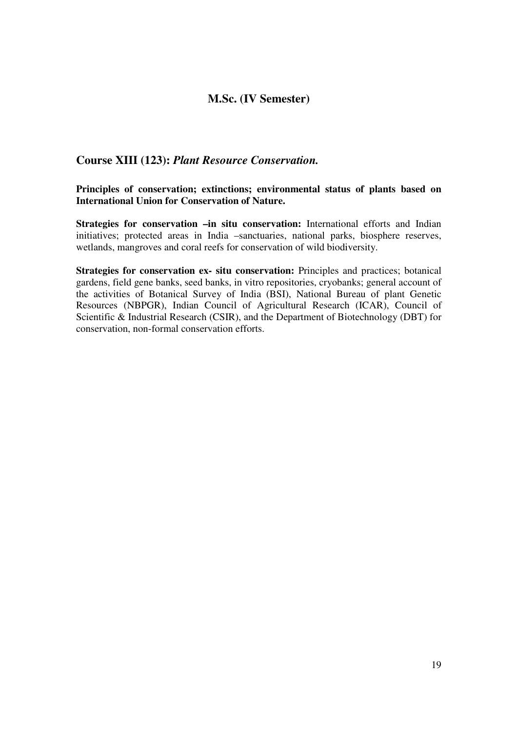## M.Sc. (IV Semester)

### Course XIII (123): *Plant Resource Conservation.*

**Principles of conservation; extinctions; environmental status of plants based on International Union for Conservation of Nature.**

**Strategies for conservation –in situ conservation:** International efforts and Indian initiatives; protected areas in India –sanctuaries, national parks, biosphere reserves, wetlands, mangroves and coral reefs for conservation of wild biodiversity.

**Strategies for conservation ex- situ conservation:** Principles and practices; botanical gardens, field gene banks, seed banks, in vitro repositories, cryobanks; general account of the activities of Botanical Survey of India (BSI), National Bureau of plant Genetic Resources (NBPGR), Indian Council of Agricultural Research (ICAR), Council of Scientific & Industrial Research (CSIR), and the Department of Biotechnology (DBT) for conservation, non-formal conservation efforts.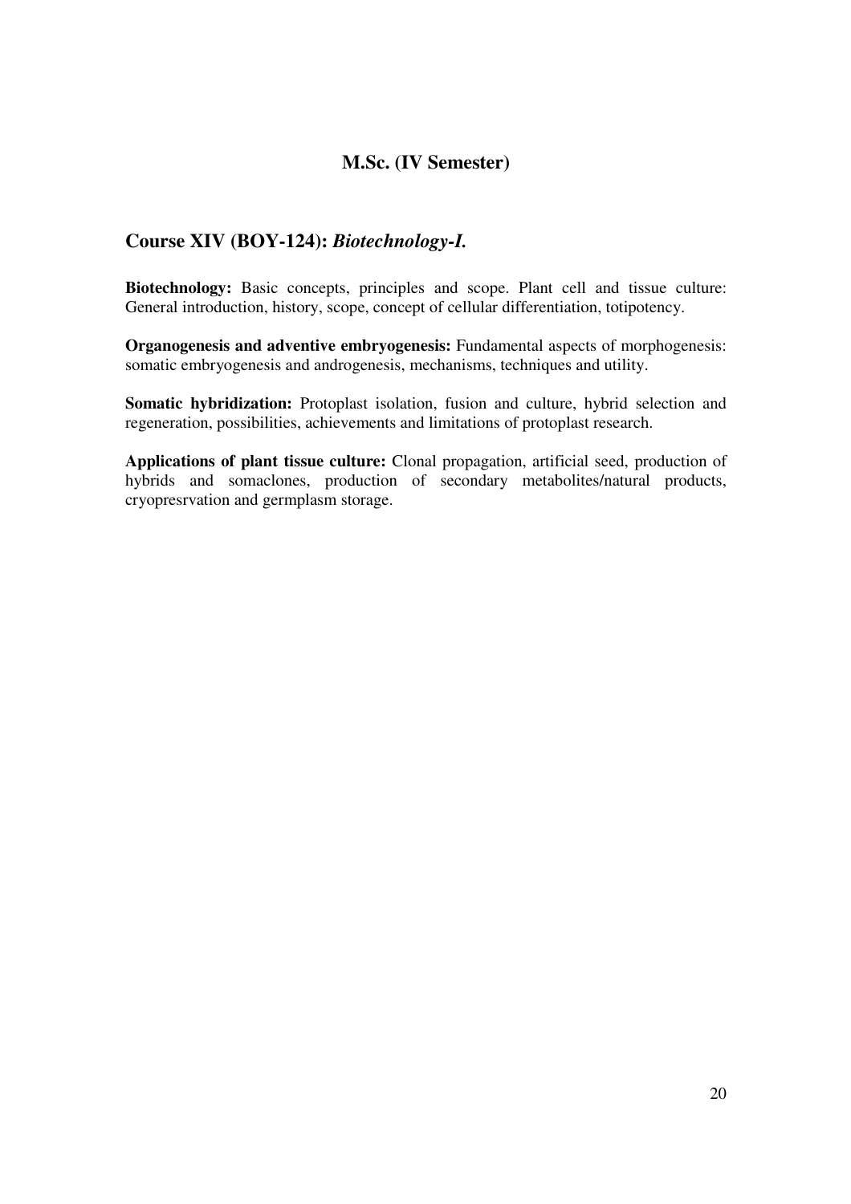## M.Sc. (IV Semester)

### Course XIV (BOY-124): *Biotechnology-I.*

**Biotechnology:** Basic concepts, principles and scope. Plant cell and tissue culture: General introduction, history, scope, concept of cellular differentiation, totipotency.

**Organogenesis and adventive embryogenesis:** Fundamental aspects of morphogenesis: somatic embryogenesis and androgenesis, mechanisms, techniques and utility.

**Somatic hybridization:** Protoplast isolation, fusion and culture, hybrid selection and regeneration, possibilities, achievements and limitations of protoplast research.

**Applications of plant tissue culture:** Clonal propagation, artificial seed, production of hybrids and somaclones, production of secondary metabolites/natural products, cryopresrvation and germplasm storage.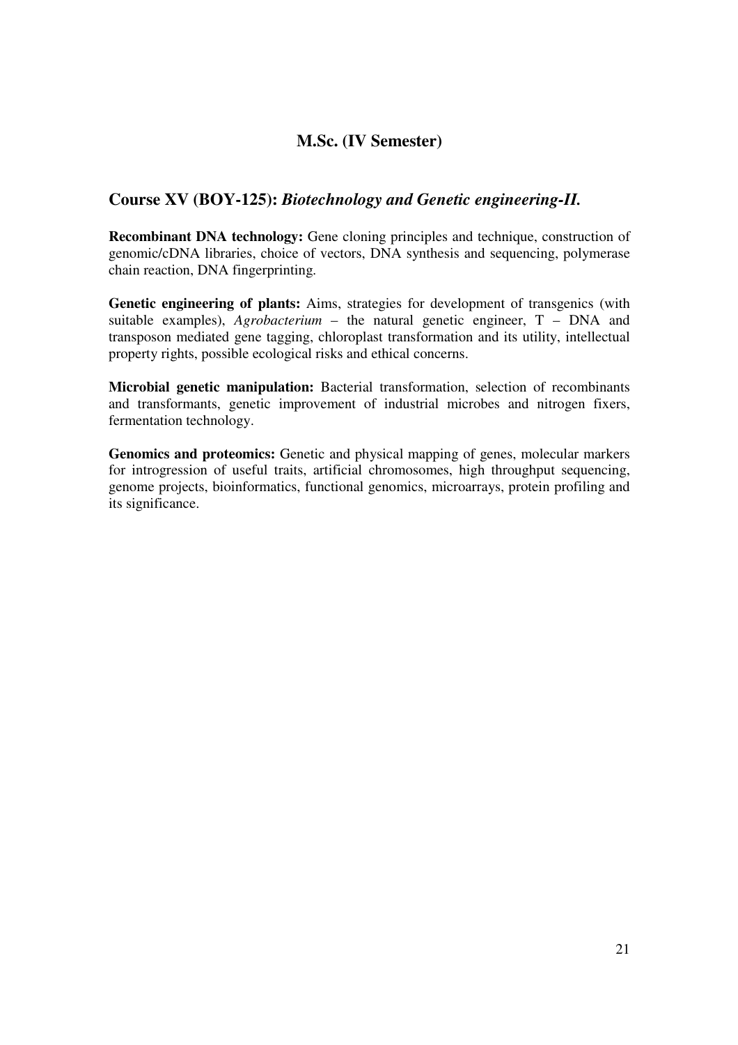## M.Sc. (IV Semester)

### Course XV (BOY-125): *Biotechnology and Genetic engineering-II.*

**Recombinant DNA technology:** Gene cloning principles and technique, construction of genomic/cDNA libraries, choice of vectors, DNA synthesis and sequencing, polymerase chain reaction, DNA fingerprinting.

**Genetic engineering of plants:** Aims, strategies for development of transgenics (with suitable examples), *Agrobacterium* – the natural genetic engineer, T – DNA and transposon mediated gene tagging, chloroplast transformation and its utility, intellectual property rights, possible ecological risks and ethical concerns.

**Microbial genetic manipulation:** Bacterial transformation, selection of recombinants and transformants, genetic improvement of industrial microbes and nitrogen fixers, fermentation technology.

**Genomics and proteomics:** Genetic and physical mapping of genes, molecular markers for introgression of useful traits, artificial chromosomes, high throughput sequencing, genome projects, bioinformatics, functional genomics, microarrays, protein profiling and its significance.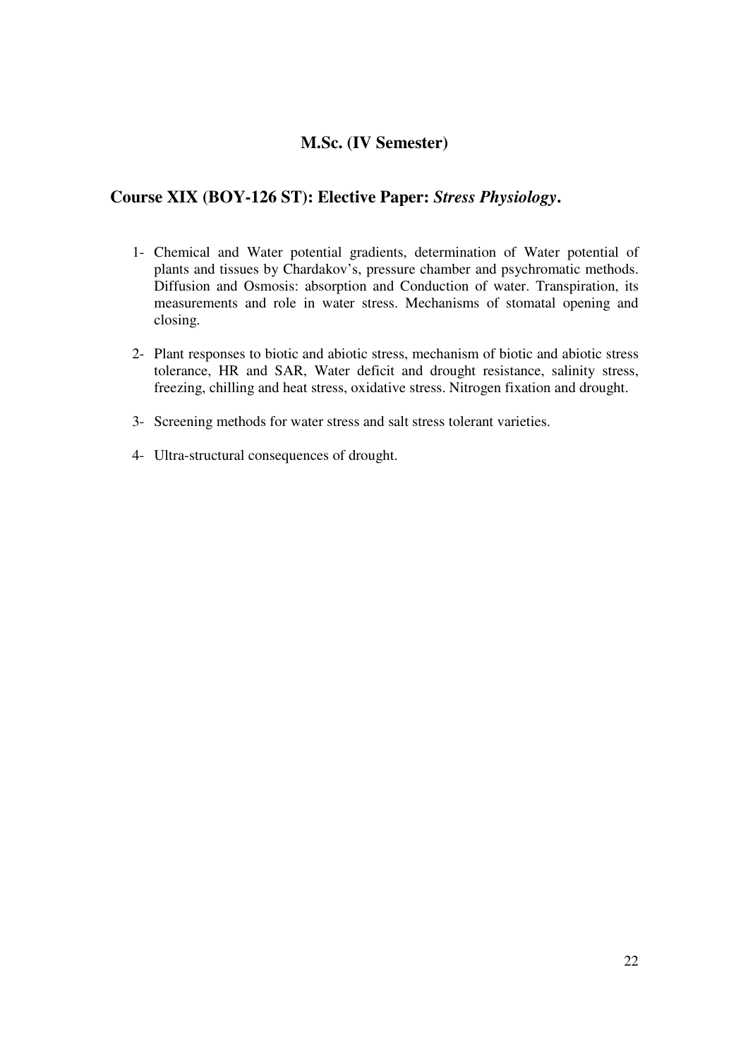## M.Sc. (IV Semester)

### Course XIX (BOY-126 ST): Elective Paper: *Stress Physiology*.

1- Chemical and Water potential gradients, determination of Water potential of plants and tissues by Chardakov's, pressure chamber and psychromatic methods. Diffusion and Osmosis: absorption and Conduction of water. Transpiration, its measurements and role in water stress. Mechanisms of stomatal opening and closing.

2- Plant responses to biotic and abiotic stress, mechanism of biotic and abiotic stress tolerance, HR and SAR, Water deficit and drought resistance, salinity stress, freezing, chilling and heat stress, oxidative stress. Nitrogen fixation and drought.

3- Screening methods for water stress and salt stress tolerant varieties.

4- Ultra-structural consequences of drought.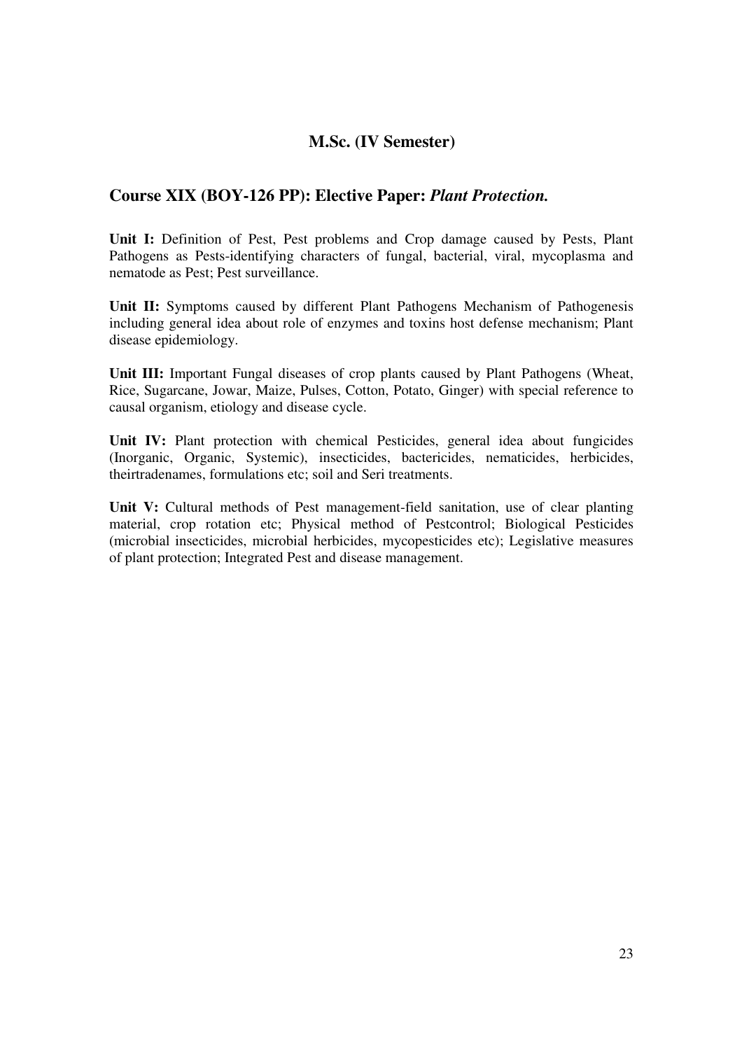## M.Sc. (IV Semester)

## Course XIX (BOY-126 PP): Elective Paper: *Plant Protection.*

**Unit I:** Definition of Pest, Pest problems and Crop damage caused by Pests, Plant Pathogens as Pests-identifying characters of fungal, bacterial, viral, mycoplasma and nematode as Pest; Pest surveillance.

**Unit II:** Symptoms caused by different Plant Pathogens Mechanism of Pathogenesis including general idea about role of enzymes and toxins host defense mechanism; Plant disease epidemiology.

**Unit III:** Important Fungal diseases of crop plants caused by Plant Pathogens (Wheat, Rice, Sugarcane, Jowar, Maize, Pulses, Cotton, Potato, Ginger) with special reference to causal organism, etiology and disease cycle.

**Unit IV:** Plant protection with chemical Pesticides, general idea about fungicides (Inorganic, Organic, Systemic), insecticides, bactericides, nematicides, herbicides, theirtradenames, formulations etc; soil and Seri treatments.

**Unit V:** Cultural methods of Pest management-field sanitation, use of clear planting material, crop rotation etc; Physical method of Pestcontrol; Biological Pesticides (microbial insecticides, microbial herbicides, mycopesticides etc); Legislative measures of plant protection; Integrated Pest and disease management.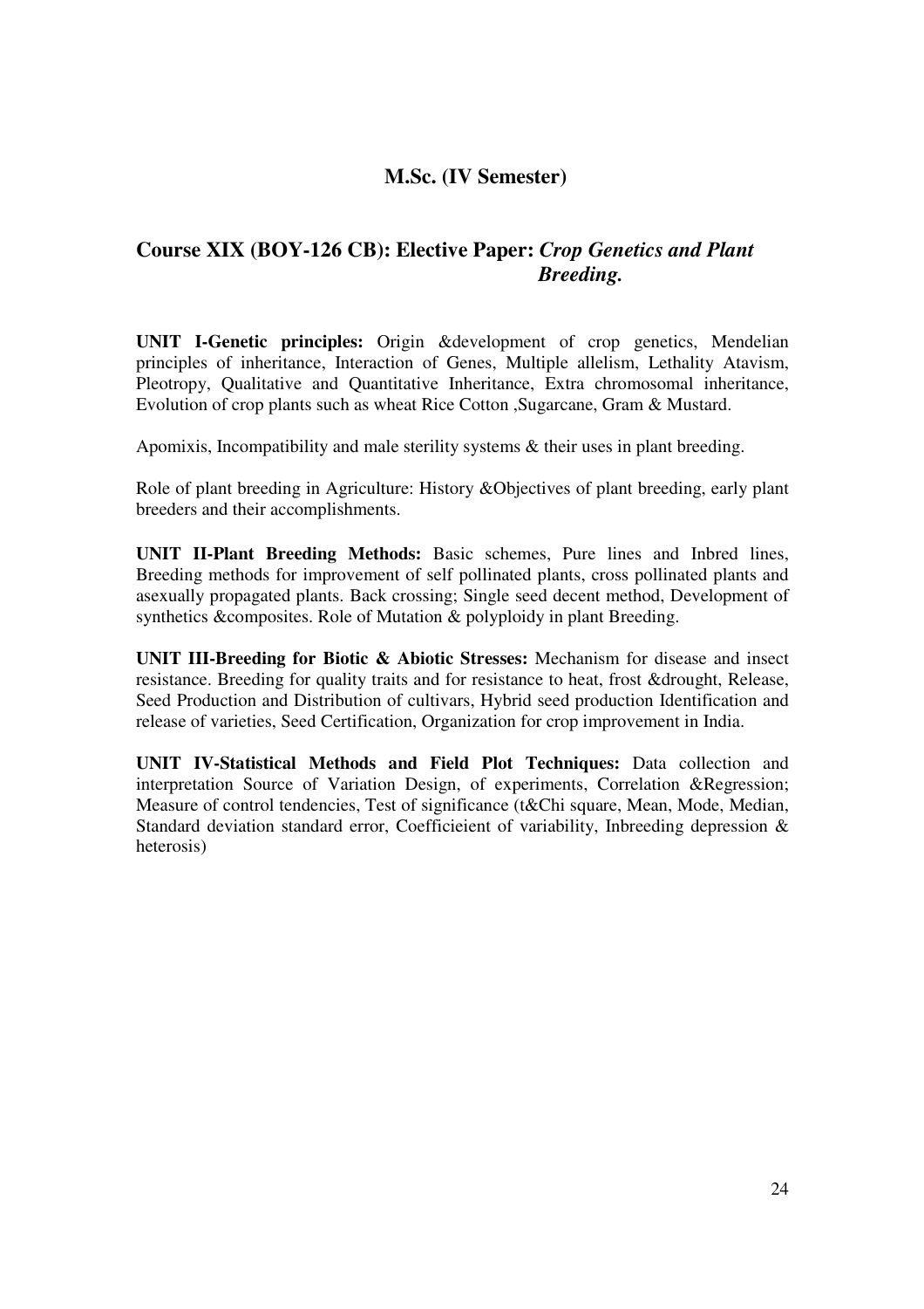## M.Sc. (IV Semester)

### Course XIX (BOY-126 CB): Elective Paper: *Crop Genetics and Plant Breeding.*

**UNIT I-Genetic principles:** Origin &development of crop genetics, Mendelian principles of inheritance, Interaction of Genes, Multiple allelism, Lethality Atavism, Pleotropy, Qualitative and Quantitative Inheritance, Extra chromosomal inheritance, Evolution of crop plants such as wheat Rice Cotton ,Sugarcane, Gram & Mustard.

Apomixis, Incompatibility and male sterility systems & their uses in plant breeding.

Role of plant breeding in Agriculture: History &Objectives of plant breeding, early plant breeders and their accomplishments.

**UNIT II-Plant Breeding Methods:** Basic schemes, Pure lines and Inbred lines, Breeding methods for improvement of self pollinated plants, cross pollinated plants and asexually propagated plants. Back crossing; Single seed decent method, Development of synthetics &composites. Role of Mutation & polyploidy in plant Breeding.

**UNIT III-Breeding for Biotic & Abiotic Stresses:** Mechanism for disease and insect resistance. Breeding for quality traits and for resistance to heat, frost &drought, Release, Seed Production and Distribution of cultivars, Hybrid seed production Identification and release of varieties, Seed Certification, Organization for crop improvement in India.

**UNIT IV-Statistical Methods and Field Plot Techniques:** Data collection and interpretation Source of Variation Design, of experiments, Correlation &Regression; Measure of control tendencies, Test of significance (t&Chi square, Mean, Mode, Median, Standard deviation standard error, Coefficieient of variability, Inbreeding depression & heterosis)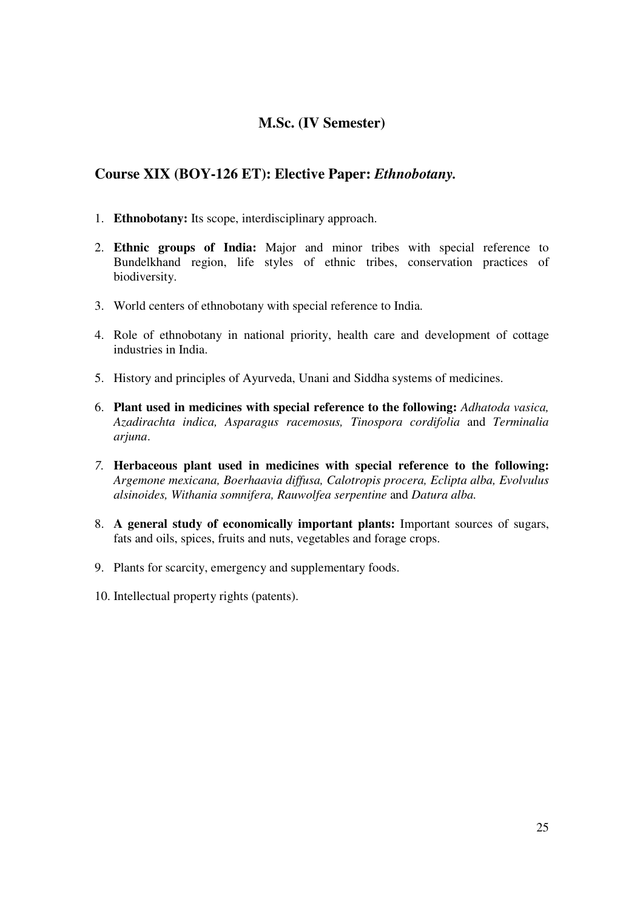## M.Sc. (IV Semester)

### Course XIX (BOY-126 ET): Elective Paper: *Ethnobotany.*

1. **Ethnobotany:** Its scope, interdisciplinary approach.
2. **Ethnic groups of India:** Major and minor tribes with special reference to Bundelkhand region, life styles of ethnic tribes, conservation practices of biodiversity.
3. World centers of ethnobotany with special reference to India.
4. Role of ethnobotany in national priority, health care and development of cottage industries in India.
5. History and principles of Ayurveda, Unani and Siddha systems of medicines.
6. **Plant used in medicines with special reference to the following:** *Adhatoda vasica, Azadirachta indica, Asparagus racemosus, Tinospora cordifolia* and *Terminalia arjuna*.
7. **Herbaceous plant used in medicines with special reference to the following:** *Argemone mexicana, Boerhaavia diffusa, Calotropis procera, Eclipta alba, Evolvulus alsinoides, Withania somnifera, Rauwolfea serpentine* and *Datura alba.*
8. **A general study of economically important plants:** Important sources of sugars, fats and oils, spices, fruits and nuts, vegetables and forage crops.
9. Plants for scarcity, emergency and supplementary foods.
10. Intellectual property rights (patents).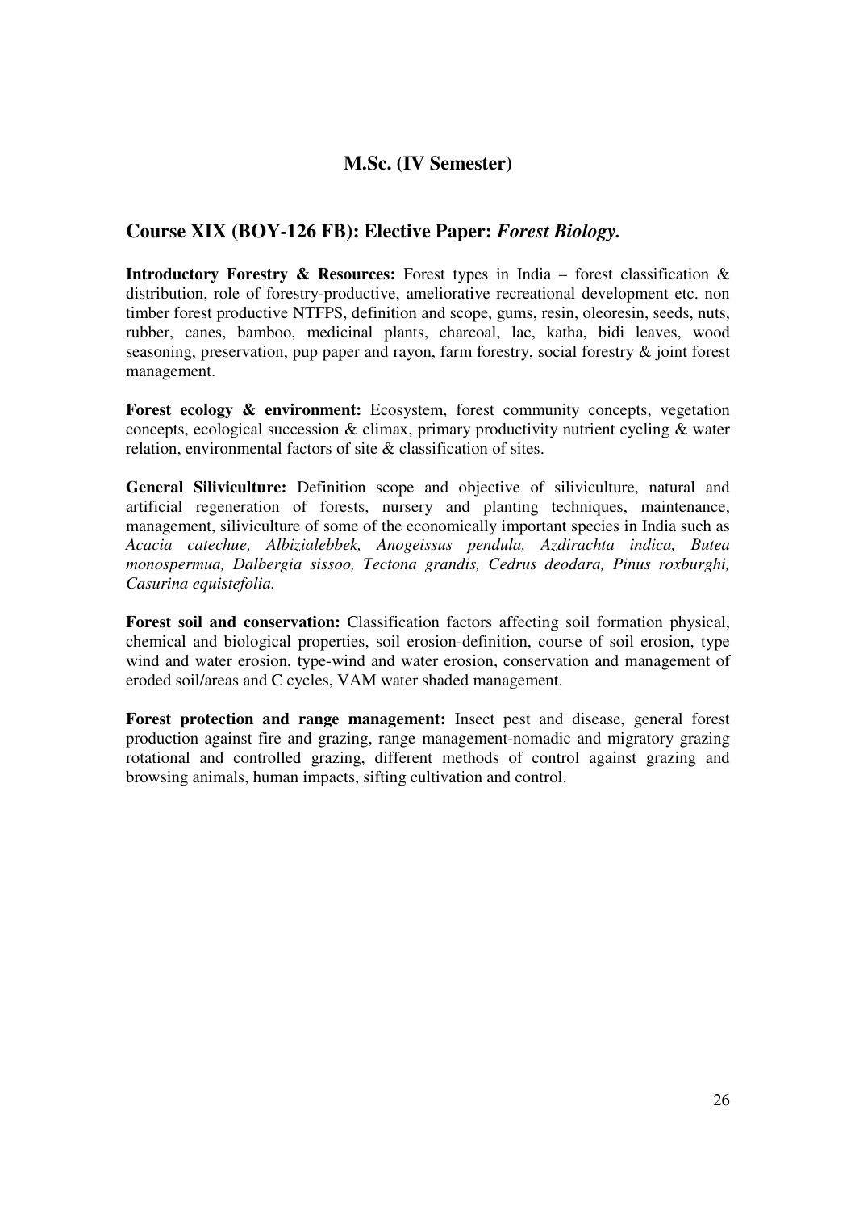## M.Sc. (IV Semester)

## Course XIX (BOY-126 FB): Elective Paper: *Forest Biology.*

**Introductory Forestry & Resources:** Forest types in India – forest classification & distribution, role of forestry-productive, ameliorative recreational development etc. non timber forest productive NTFPS, definition and scope, gums, resin, oleoresin, seeds, nuts, rubber, canes, bamboo, medicinal plants, charcoal, lac, katha, bidi leaves, wood seasoning, preservation, pup paper and rayon, farm forestry, social forestry & joint forest management.

**Forest ecology & environment:** Ecosystem, forest community concepts, vegetation concepts, ecological succession & climax, primary productivity nutrient cycling & water relation, environmental factors of site & classification of sites.

**General Siliviculture:** Definition scope and objective of siliviculture, natural and artificial regeneration of forests, nursery and planting techniques, maintenance, management, siliviculture of some of the economically important species in India such as *Acacia catechue, Albizialebbek, Anogeissus pendula, Azdirachta indica, Butea monospermua, Dalbergia sissoo, Tectona grandis, Cedrus deodara, Pinus roxburghi, Casurina equistefolia.*

**Forest soil and conservation:** Classification factors affecting soil formation physical, chemical and biological properties, soil erosion-definition, course of soil erosion, type wind and water erosion, type-wind and water erosion, conservation and management of eroded soil/areas and C cycles, VAM water shaded management.

**Forest protection and range management:** Insect pest and disease, general forest production against fire and grazing, range management-nomadic and migratory grazing rotational and controlled grazing, different methods of control against grazing and browsing animals, human impacts, sifting cultivation and control.